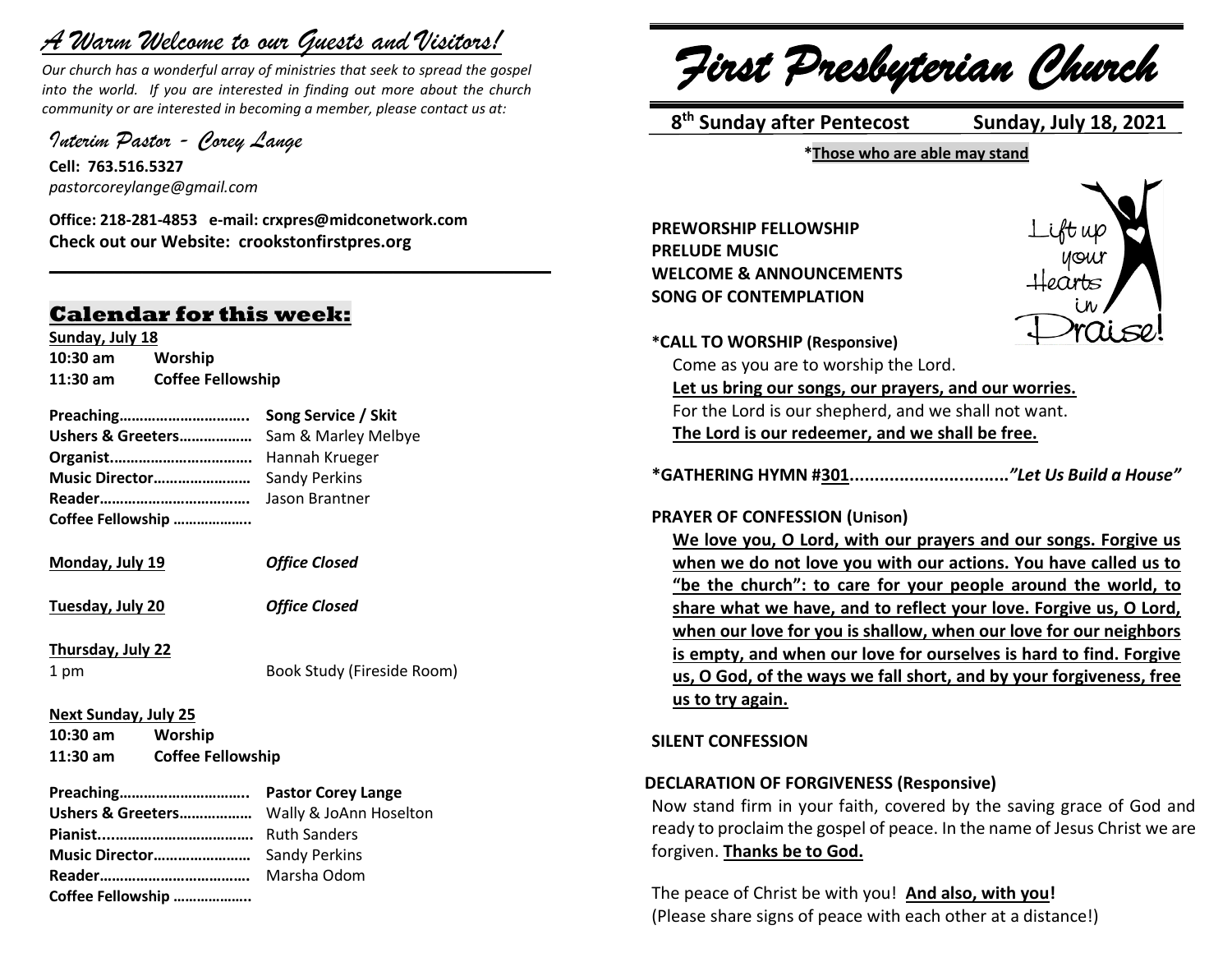# *A Warm Welcome to our Guests and Visitors!*

*Our church has a wonderful array of ministries that seek to spread the gospel into the world. If you are interested in finding out more about the church community or are interested in becoming a member, please contact us at:*

*Interim Pastor - Corey Lange*

**Cell: 763.516.5327**
*pastorcoreylange@gmail.com*

**Office: 218-281-4853 e-mail: crxpres@midconetwork.com**
**Check out our Website: crookstonfirstpres.org**

## Calendar for this week:

**Sunday, July 18**
**10:30 am Worship**
**11:30 am Coffee Fellowship**

**Preaching…………………………..** **Song Service / Skit**
**Ushers & Greeters………………** Sam & Marley Melbye
**Organist……………………………** Hannah Krueger
**Music Director……………………** Sandy Perkins
**Reader………………………………** Jason Brantner
**Coffee Fellowship ………………..**

**Monday, July 19** ***Office Closed***

**Tuesday, July 20** ***Office Closed***

**Thursday, July 22**
1 pm Book Study (Fireside Room)

**Next Sunday, July 25**
**10:30 am Worship**
**11:30 am Coffee Fellowship**

**Preaching…………………………..** **Pastor Corey Lange**
**Ushers & Greeters………………** Wally & JoAnn Hoselton
**Pianist………………………………** Ruth Sanders
**Music Director……………………** Sandy Perkins
**Reader………………………………** Marsha Odom
**Coffee Fellowship ………………..**

# *First Presbyterian Church*

**8th Sunday after Pentecost** **Sunday, July 18, 2021**

**\*Those who are able may stand**

**PREWORSHIP FELLOWSHIP**
**PRELUDE MUSIC**
**WELCOME & ANNOUNCEMENTS**
**SONG OF CONTEMPLATION**

Lift up your Hearts in Praise!

**\*CALL TO WORSHIP (Responsive)**

Come as you are to worship the Lord.
**Let us bring our songs, our prayers, and our worries.**
For the Lord is our shepherd, and we shall not want.
**The Lord is our redeemer, and we shall be free.**

**\*GATHERING HYMN #301................................*"Let Us Build a House"***

**PRAYER OF CONFESSION (Unison)**

**We love you, O Lord, with our prayers and our songs. Forgive us when we do not love you with our actions. You have called us to "be the church": to care for your people around the world, to share what we have, and to reflect your love. Forgive us, O Lord, when our love for you is shallow, when our love for our neighbors is empty, and when our love for ourselves is hard to find. Forgive us, O God, of the ways we fall short, and by your forgiveness, free us to try again.**

**SILENT CONFESSION**

**DECLARATION OF FORGIVENESS (Responsive)**

Now stand firm in your faith, covered by the saving grace of God and ready to proclaim the gospel of peace. In the name of Jesus Christ we are forgiven. **Thanks be to God.**

The peace of Christ be with you! **And also, with you!**
(Please share signs of peace with each other at a distance!)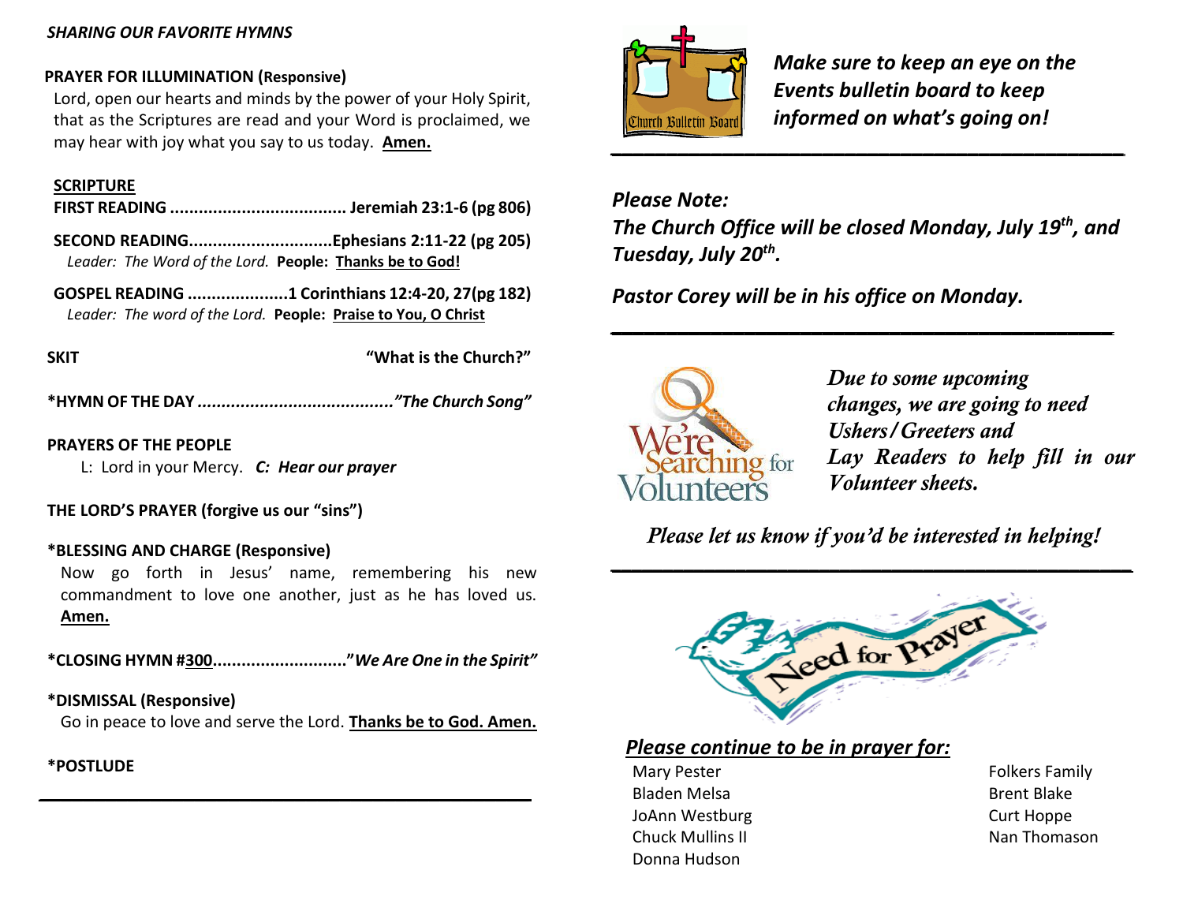***SHARING OUR FAVORITE HYMNS***

**PRAYER FOR ILLUMINATION (Responsive)**

Lord, open our hearts and minds by the power of your Holy Spirit, that as the Scriptures are read and your Word is proclaimed, we may hear with joy what you say to us today. **Amen.**

**SCRIPTURE**

**FIRST READING ..................................... Jeremiah 23:1-6 (pg 806)**

**SECOND READING..............................Ephesians 2:11-22 (pg 205)**

*Leader: The Word of the Lord.* **People: Thanks be to God!**

**GOSPEL READING .....................1 Corinthians 12:4-20, 27(pg 182)**

*Leader: The word of the Lord.* **People: Praise to You, O Christ**

**SKIT** **"What is the Church?"**

**\*HYMN OF THE DAY .........................................*"The Church Song"***

**PRAYERS OF THE PEOPLE**

L: Lord in your Mercy. ***C: Hear our prayer***

**THE LORD'S PRAYER (forgive us our "sins")**

**\*BLESSING AND CHARGE (Responsive)**

Now go forth in Jesus' name, remembering his new commandment to love one another, just as he has loved us. **Amen.**

**\*CLOSING HYMN #300............................"*We Are One in the Spirit"***

**\*DISMISSAL (Responsive)**

Go in peace to love and serve the Lord. **Thanks be to God. Amen.**

**\*POSTLUDE**

---

***Make sure to keep an eye on the Events bulletin board to keep informed on what's going on!***

---

***Please Note:***

***The Church Office will be closed Monday, July 19th, and Tuesday, July 20th.***

***Pastor Corey will be in his office on Monday.***

---

We're Searching for Volunteers

***Due to some upcoming changes, we are going to need Ushers/Greeters and Lay Readers to help fill in our Volunteer sheets.***

***Please let us know if you'd be interested in helping!***

---

Need for Prayer

***Please continue to be in prayer for:***

- Mary Pester
- Bladen Melsa
- JoAnn Westburg
- Chuck Mullins II
- Donna Hudson
- Folkers Family
- Brent Blake
- Curt Hoppe
- Nan Thomason